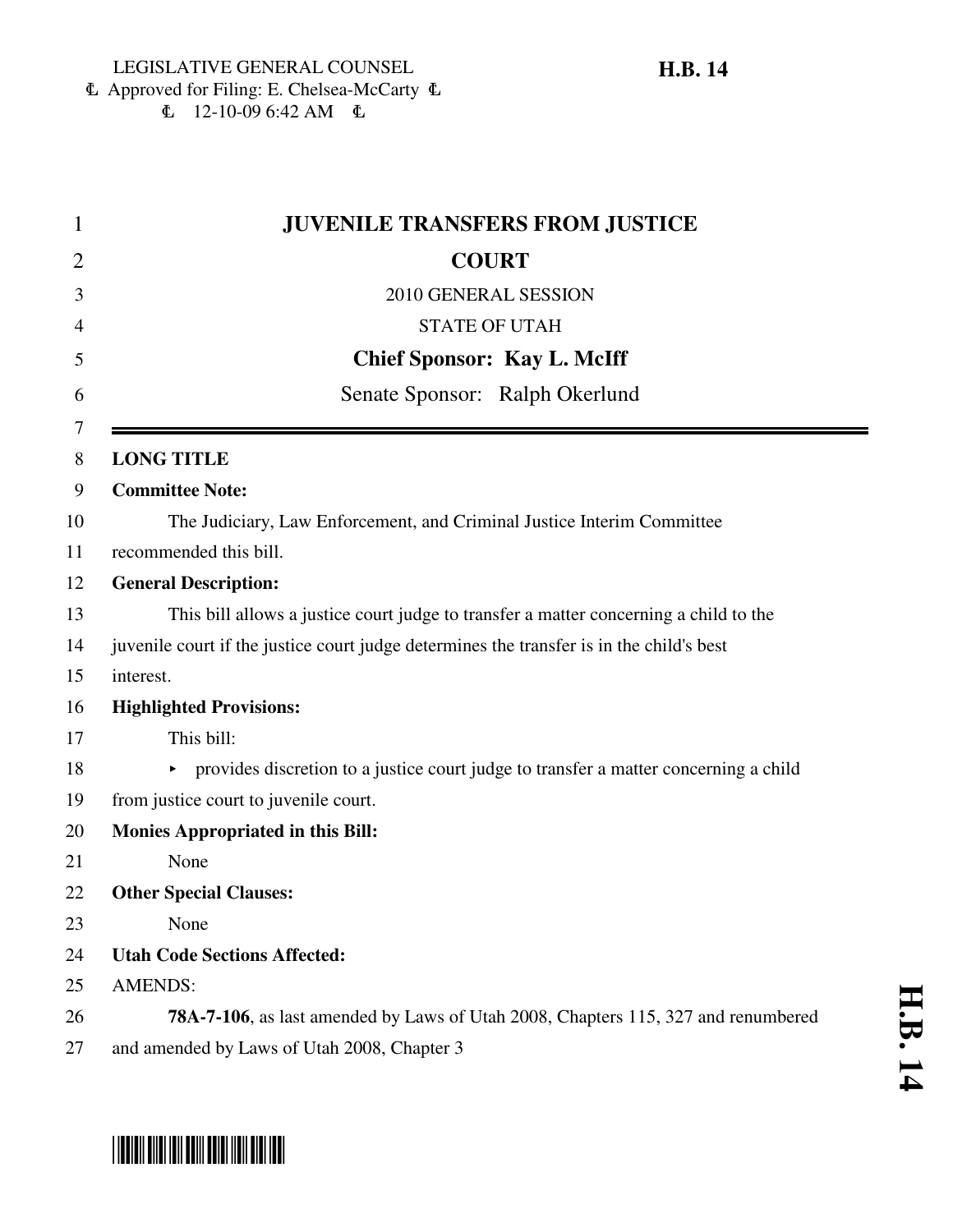LEGISLATIVE GENERAL COUNSEL
Approved for Filing: E. Chelsea-McCarty
12-10-09 6:42 AM

**H.B. 14**

# JUVENILE TRANSFERS FROM JUSTICE COURT

2010 GENERAL SESSION

STATE OF UTAH

**Chief Sponsor: Kay L. McIff**

Senate Sponsor: Ralph Okerlund

**LONG TITLE**

**Committee Note:**

The Judiciary, Law Enforcement, and Criminal Justice Interim Committee recommended this bill.

**General Description:**

This bill allows a justice court judge to transfer a matter concerning a child to the juvenile court if the justice court judge determines the transfer is in the child's best interest.

**Highlighted Provisions:**

This bill:

- provides discretion to a justice court judge to transfer a matter concerning a child from justice court to juvenile court.

**Monies Appropriated in this Bill:**

None

**Other Special Clauses:**

None

**Utah Code Sections Affected:**

AMENDS:

**78A-7-106**, as last amended by Laws of Utah 2008, Chapters 115, 327 and renumbered and amended by Laws of Utah 2008, Chapter 3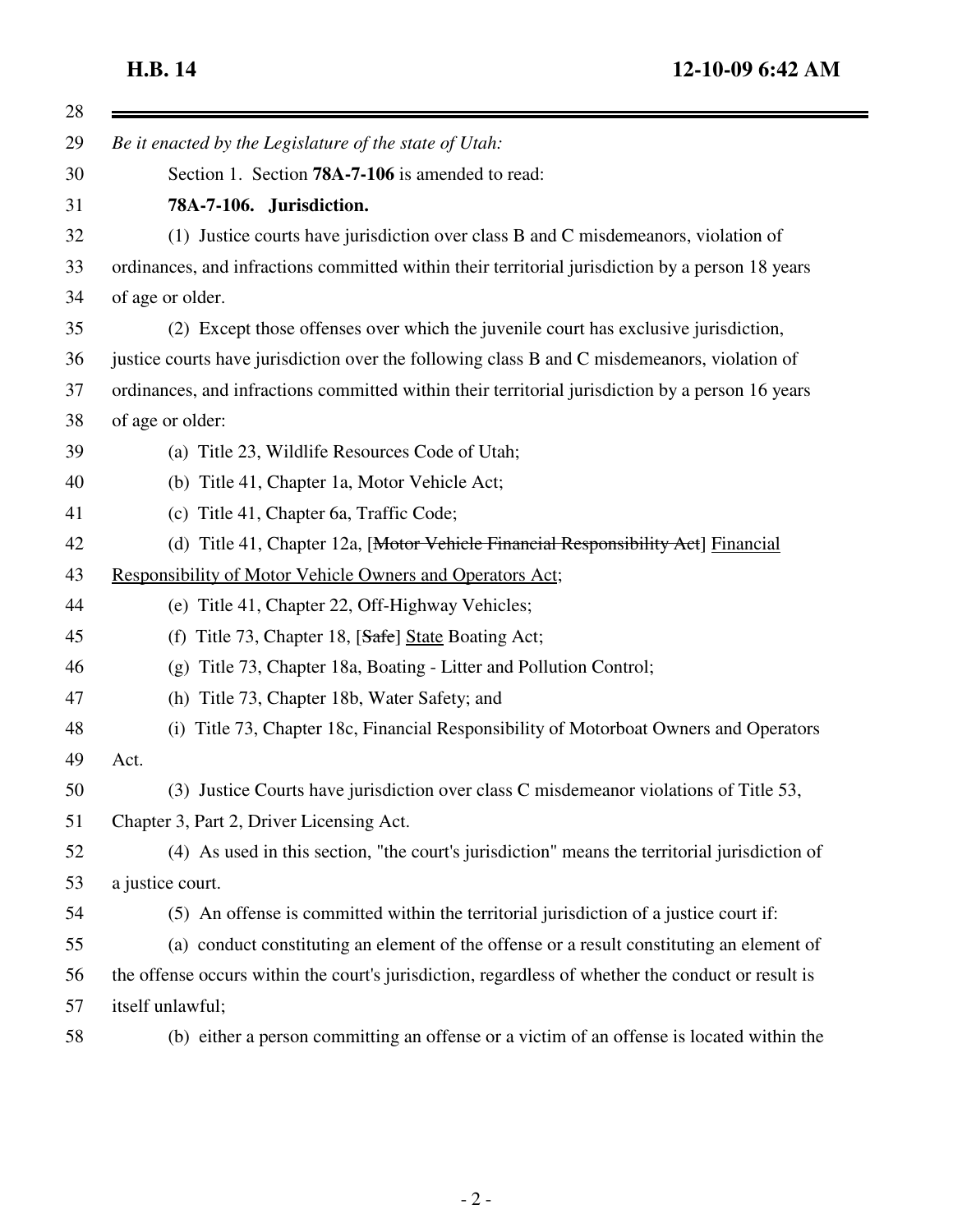*Be it enacted by the Legislature of the state of Utah:*

Section 1. Section **78A-7-106** is amended to read:

**78A-7-106. Jurisdiction.**

(1) Justice courts have jurisdiction over class B and C misdemeanors, violation of ordinances, and infractions committed within their territorial jurisdiction by a person 18 years of age or older.

(2) Except those offenses over which the juvenile court has exclusive jurisdiction, justice courts have jurisdiction over the following class B and C misdemeanors, violation of ordinances, and infractions committed within their territorial jurisdiction by a person 16 years of age or older:

(a) Title 23, Wildlife Resources Code of Utah;

(b) Title 41, Chapter 1a, Motor Vehicle Act;

(c) Title 41, Chapter 6a, Traffic Code;

(d) Title 41, Chapter 12a, [~~Motor Vehicle Financial Responsibility Act~~] <u>Financial Responsibility of Motor Vehicle Owners and Operators Act</u>;

(e) Title 41, Chapter 22, Off-Highway Vehicles;

(f) Title 73, Chapter 18, [~~Safe~~] <u>State</u> Boating Act;

(g) Title 73, Chapter 18a, Boating - Litter and Pollution Control;

(h) Title 73, Chapter 18b, Water Safety; and

(i) Title 73, Chapter 18c, Financial Responsibility of Motorboat Owners and Operators Act.

(3) Justice Courts have jurisdiction over class C misdemeanor violations of Title 53, Chapter 3, Part 2, Driver Licensing Act.

(4) As used in this section, "the court's jurisdiction" means the territorial jurisdiction of a justice court.

(5) An offense is committed within the territorial jurisdiction of a justice court if:

(a) conduct constituting an element of the offense or a result constituting an element of the offense occurs within the court's jurisdiction, regardless of whether the conduct or result is itself unlawful;

(b) either a person committing an offense or a victim of an offense is located within the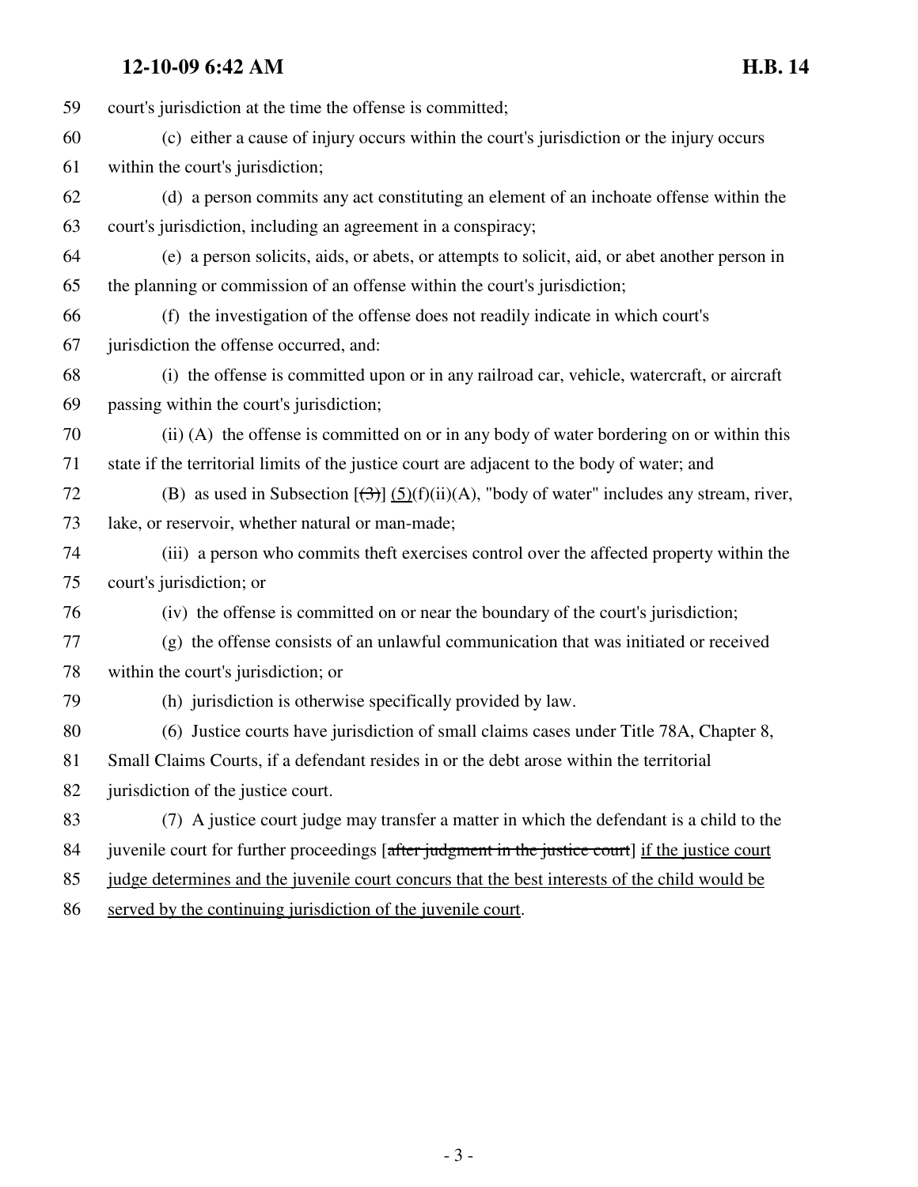court's jurisdiction at the time the offense is committed;

(c) either a cause of injury occurs within the court's jurisdiction or the injury occurs within the court's jurisdiction;

(d) a person commits any act constituting an element of an inchoate offense within the court's jurisdiction, including an agreement in a conspiracy;

(e) a person solicits, aids, or abets, or attempts to solicit, aid, or abet another person in the planning or commission of an offense within the court's jurisdiction;

(f) the investigation of the offense does not readily indicate in which court's jurisdiction the offense occurred, and:

(i) the offense is committed upon or in any railroad car, vehicle, watercraft, or aircraft passing within the court's jurisdiction;

(ii) (A) the offense is committed on or in any body of water bordering on or within this state if the territorial limits of the justice court are adjacent to the body of water; and

(B) as used in Subsection [~~(3)~~] <u>(5)</u>(f)(ii)(A), "body of water" includes any stream, river, lake, or reservoir, whether natural or man-made;

(iii) a person who commits theft exercises control over the affected property within the court's jurisdiction; or

(iv) the offense is committed on or near the boundary of the court's jurisdiction;

(g) the offense consists of an unlawful communication that was initiated or received within the court's jurisdiction; or

(h) jurisdiction is otherwise specifically provided by law.

(6) Justice courts have jurisdiction of small claims cases under Title 78A, Chapter 8, Small Claims Courts, if a defendant resides in or the debt arose within the territorial jurisdiction of the justice court.

(7) A justice court judge may transfer a matter in which the defendant is a child to the juvenile court for further proceedings [~~after judgment in the justice court~~] <u>if the justice court judge determines and the juvenile court concurs that the best interests of the child would be served by the continuing jurisdiction of the juvenile court</u>.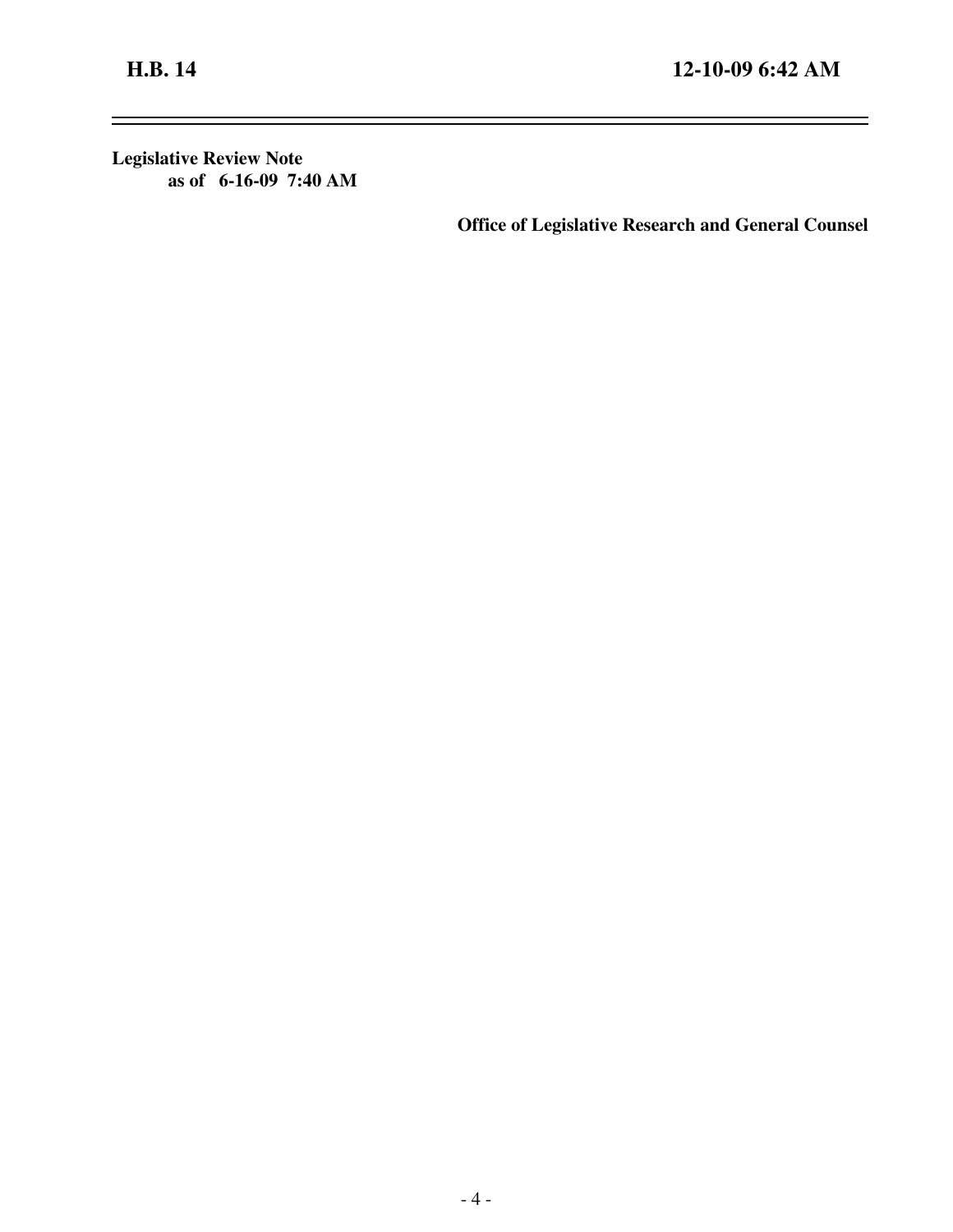**Legislative Review Note**
**as of 6-16-09 7:40 AM**

**Office of Legislative Research and General Counsel**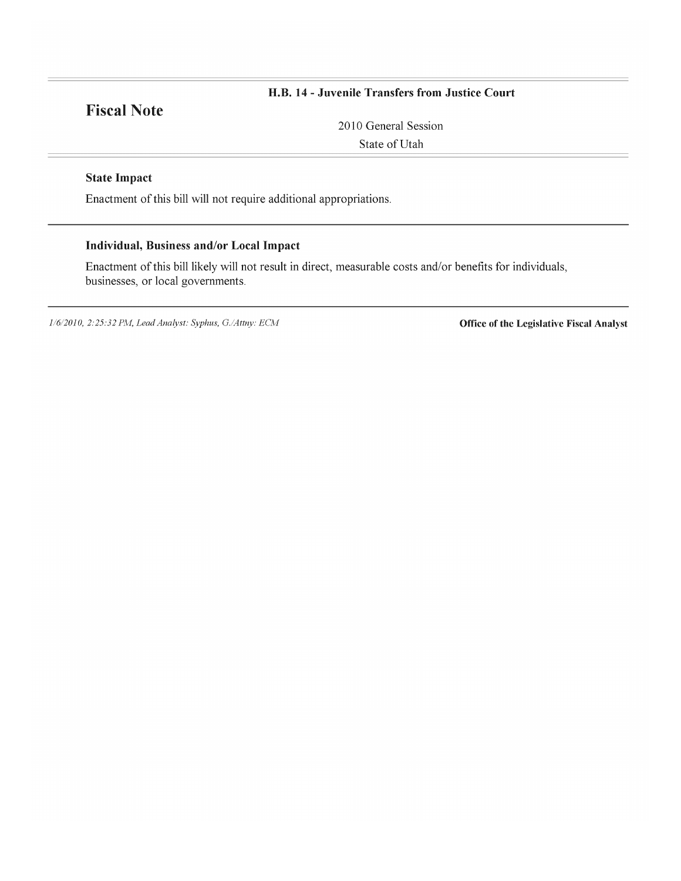# Fiscal Note

**H.B. 14 - Juvenile Transfers from Justice Court**

2010 General Session

State of Utah

### State Impact

Enactment of this bill will not require additional appropriations.

### Individual, Business and/or Local Impact

Enactment of this bill likely will not result in direct, measurable costs and/or benefits for individuals, businesses, or local governments.

*1/6/2010, 2:25:32 PM, Lead Analyst: Syphus, G./Attny: ECM*

**Office of the Legislative Fiscal Analyst**